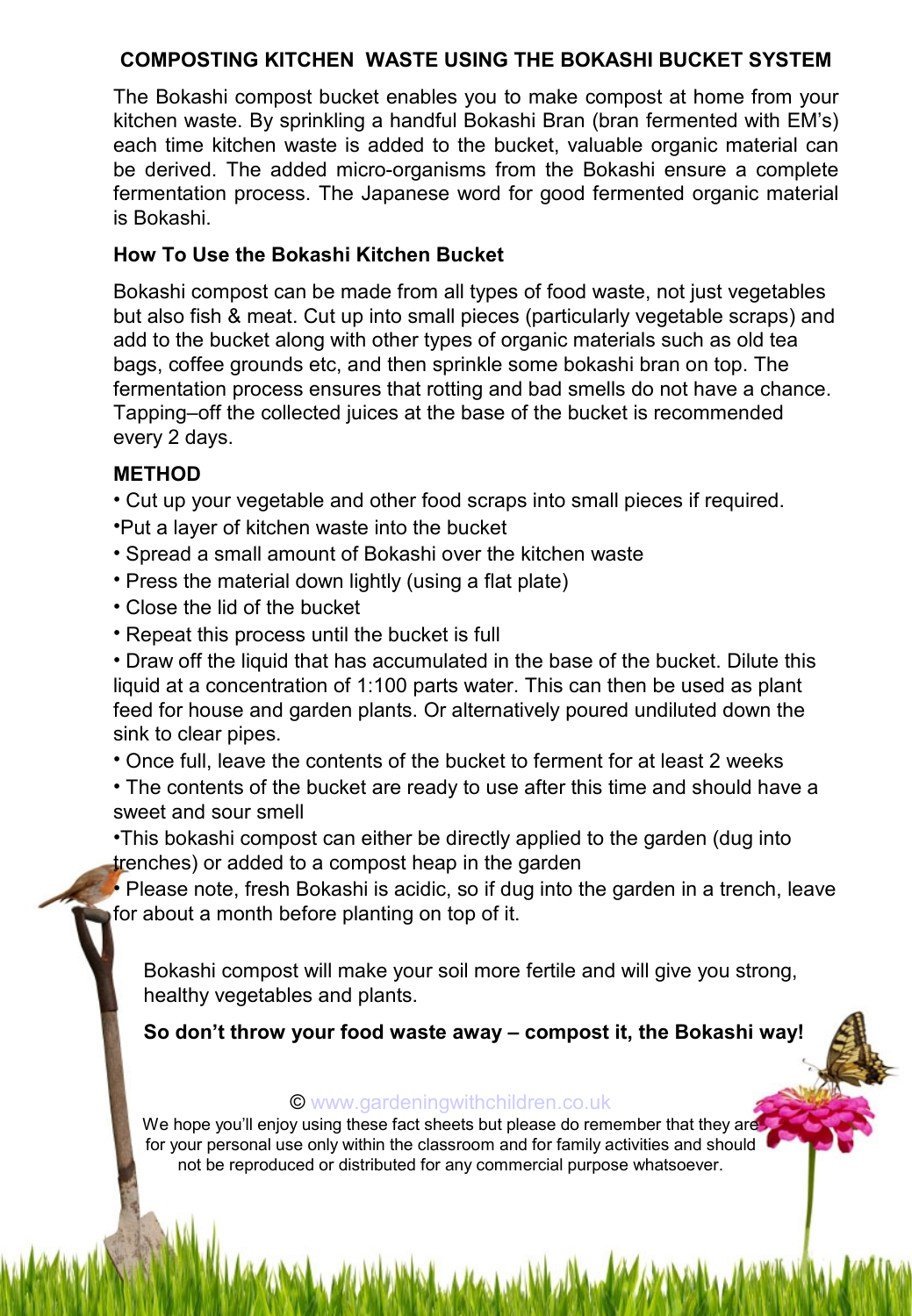# COMPOSTING KITCHEN WASTE USING THE BOKASHI BUCKET SYSTEM

The Bokashi compost bucket enables you to make compost at home from your kitchen waste. By sprinkling a handful Bokashi Bran (bran fermented with EM's) each time kitchen waste is added to the bucket, valuable organic material can be derived. The added micro-organisms from the Bokashi ensure a complete fermentation process. The Japanese word for good fermented organic material is Bokashi.

## How To Use the Bokashi Kitchen Bucket

Bokashi compost can be made from all types of food waste, not just vegetables but also fish & meat. Cut up into small pieces (particularly vegetable scraps) and add to the bucket along with other types of organic materials such as old tea bags, coffee grounds etc, and then sprinkle some bokashi bran on top. The fermentation process ensures that rotting and bad smells do not have a chance. Tapping–off the collected juices at the base of the bucket is recommended every 2 days.

## METHOD

- Cut up your vegetable and other food scraps into small pieces if required.
- Put a layer of kitchen waste into the bucket
- Spread a small amount of Bokashi over the kitchen waste
- Press the material down lightly (using a flat plate)
- Close the lid of the bucket
- Repeat this process until the bucket is full
- Draw off the liquid that has accumulated in the base of the bucket. Dilute this liquid at a concentration of 1:100 parts water. This can then be used as plant feed for house and garden plants. Or alternatively poured undiluted down the sink to clear pipes.
- Once full, leave the contents of the bucket to ferment for at least 2 weeks
- The contents of the bucket are ready to use after this time and should have a sweet and sour smell
- This bokashi compost can either be directly applied to the garden (dug into trenches) or added to a compost heap in the garden
- Please note, fresh Bokashi is acidic, so if dug into the garden in a trench, leave for about a month before planting on top of it.

Bokashi compost will make your soil more fertile and will give you strong, healthy vegetables and plants.

**So don't throw your food waste away – compost it, the Bokashi way!**

© www.gardeningwithchildren.co.uk

We hope you'll enjoy using these fact sheets but please do remember that they are for your personal use only within the classroom and for family activities and should not be reproduced or distributed for any commercial purpose whatsoever.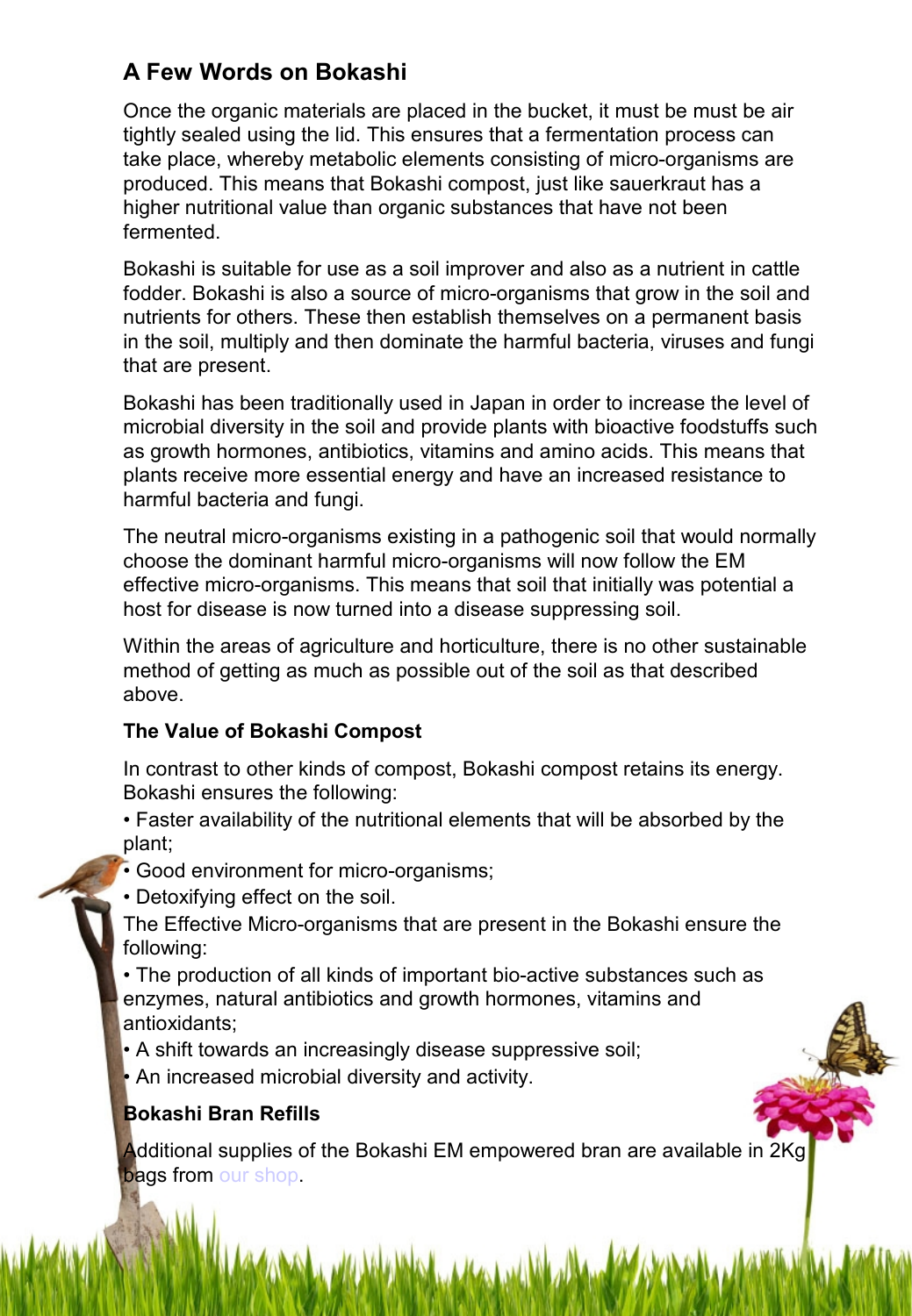## A Few Words on Bokashi

Once the organic materials are placed in the bucket, it must be must be air tightly sealed using the lid. This ensures that a fermentation process can take place, whereby metabolic elements consisting of micro-organisms are produced. This means that Bokashi compost, just like sauerkraut has a higher nutritional value than organic substances that have not been fermented.

Bokashi is suitable for use as a soil improver and also as a nutrient in cattle fodder. Bokashi is also a source of micro-organisms that grow in the soil and nutrients for others. These then establish themselves on a permanent basis in the soil, multiply and then dominate the harmful bacteria, viruses and fungi that are present.

Bokashi has been traditionally used in Japan in order to increase the level of microbial diversity in the soil and provide plants with bioactive foodstuffs such as growth hormones, antibiotics, vitamins and amino acids. This means that plants receive more essential energy and have an increased resistance to harmful bacteria and fungi.

The neutral micro-organisms existing in a pathogenic soil that would normally choose the dominant harmful micro-organisms will now follow the EM effective micro-organisms. This means that soil that initially was potential a host for disease is now turned into a disease suppressing soil.

Within the areas of agriculture and horticulture, there is no other sustainable method of getting as much as possible out of the soil as that described above.

### The Value of Bokashi Compost

In contrast to other kinds of compost, Bokashi compost retains its energy. Bokashi ensures the following:

- Faster availability of the nutritional elements that will be absorbed by the plant;
- Good environment for micro-organisms;
- Detoxifying effect on the soil.

The Effective Micro-organisms that are present in the Bokashi ensure the following:

- The production of all kinds of important bio-active substances such as enzymes, natural antibiotics and growth hormones, vitamins and antioxidants;
- A shift towards an increasingly disease suppressive soil;
- An increased microbial diversity and activity.

### Bokashi Bran Refills

Additional supplies of the Bokashi EM empowered bran are available in 2Kg bags from our shop.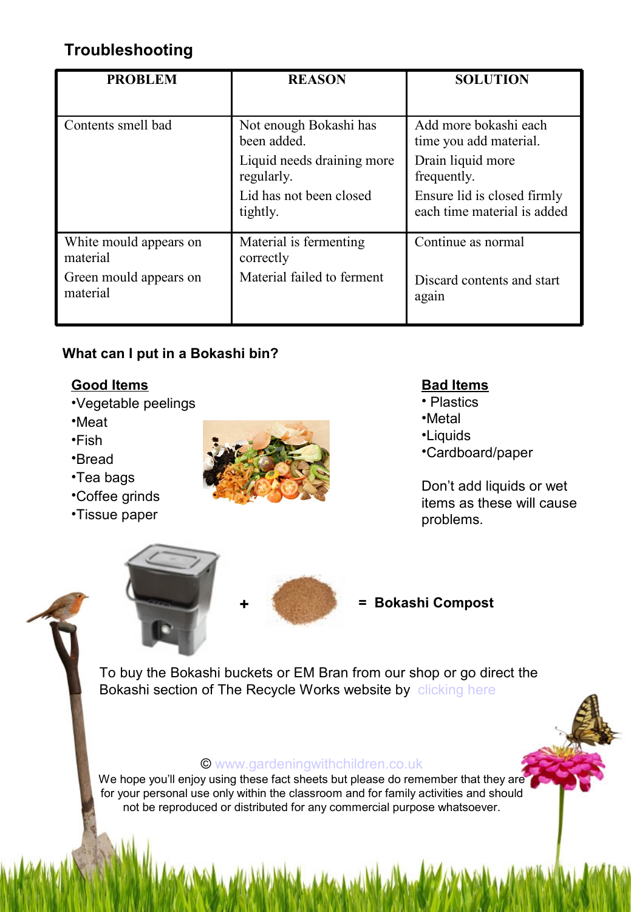## Troubleshooting

| PROBLEM | REASON | SOLUTION |
|---|---|---|
| Contents smell bad | Not enough Bokashi has been added. | Add more bokashi each time you add material. |
| | Liquid needs draining more regularly. | Drain liquid more frequently. |
| | Lid has not been closed tightly. | Ensure lid is closed firmly each time material is added |
| White mould appears on material | Material is fermenting correctly | Continue as normal |
| Green mould appears on material | Material failed to ferment | Discard contents and start again |

### What can I put in a Bokashi bin?

**Good Items**

- Vegetable peelings
- Meat
- Fish
- Bread
- Tea bags
- Coffee grinds
- Tissue paper

**Bad Items**

- Plastics
- Metal
- Liquids
- Cardboard/paper

Don't add liquids or wet items as these will cause problems.

+ = **Bokashi Compost**

To buy the Bokashi buckets or EM Bran from our shop or go direct the Bokashi section of The Recycle Works website by clicking here

© www.gardeningwithchildren.co.uk

We hope you'll enjoy using these fact sheets but please do remember that they are for your personal use only within the classroom and for family activities and should not be reproduced or distributed for any commercial purpose whatsoever.